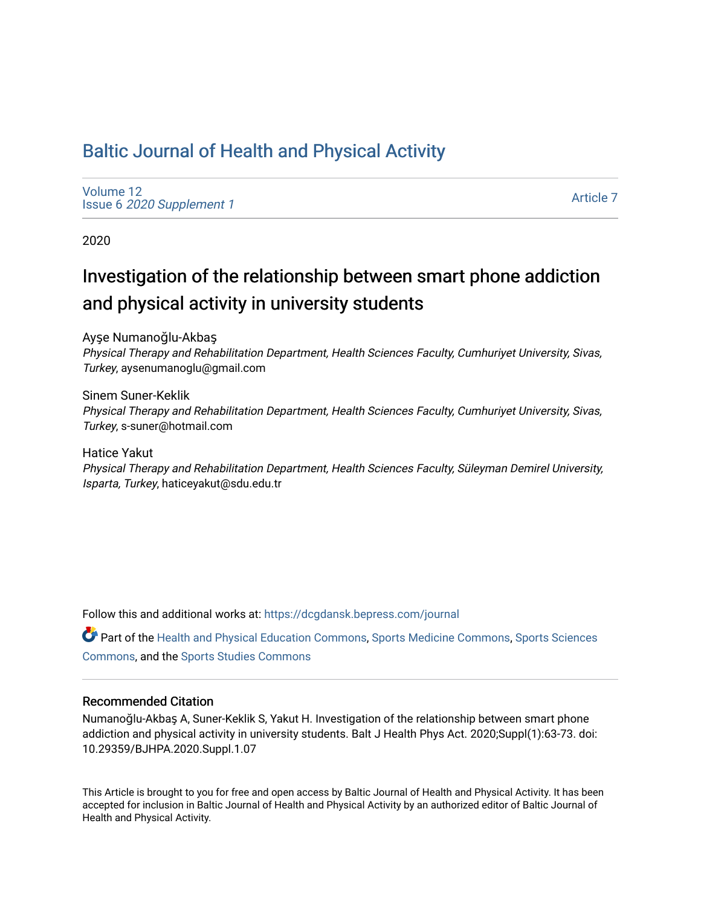# Baltic Journal of Health and Physical Activity

Volume 12
Issue 6 *2020 Supplement 1*

Article 7

2020

## Investigation of the relationship between smart phone addiction and physical activity in university students

Ayşe Numanoğlu-Akbaş
*Physical Therapy and Rehabilitation Department, Health Sciences Faculty, Cumhuriyet University, Sivas, Turkey*, aysenumanoglu@gmail.com

Sinem Suner-Keklik
*Physical Therapy and Rehabilitation Department, Health Sciences Faculty, Cumhuriyet University, Sivas, Turkey*, s-suner@hotmail.com

Hatice Yakut
*Physical Therapy and Rehabilitation Department, Health Sciences Faculty, Süleyman Demirel University, Isparta, Turkey*, haticeyakut@sdu.edu.tr

Follow this and additional works at: https://dcgdansk.bepress.com/journal

Part of the Health and Physical Education Commons, Sports Medicine Commons, Sports Sciences Commons, and the Sports Studies Commons

### Recommended Citation

Numanoğlu-Akbaş A, Suner-Keklik S, Yakut H. Investigation of the relationship between smart phone addiction and physical activity in university students. Balt J Health Phys Act. 2020;Suppl(1):63-73. doi: 10.29359/BJHPA.2020.Suppl.1.07

This Article is brought to you for free and open access by Baltic Journal of Health and Physical Activity. It has been accepted for inclusion in Baltic Journal of Health and Physical Activity by an authorized editor of Baltic Journal of Health and Physical Activity.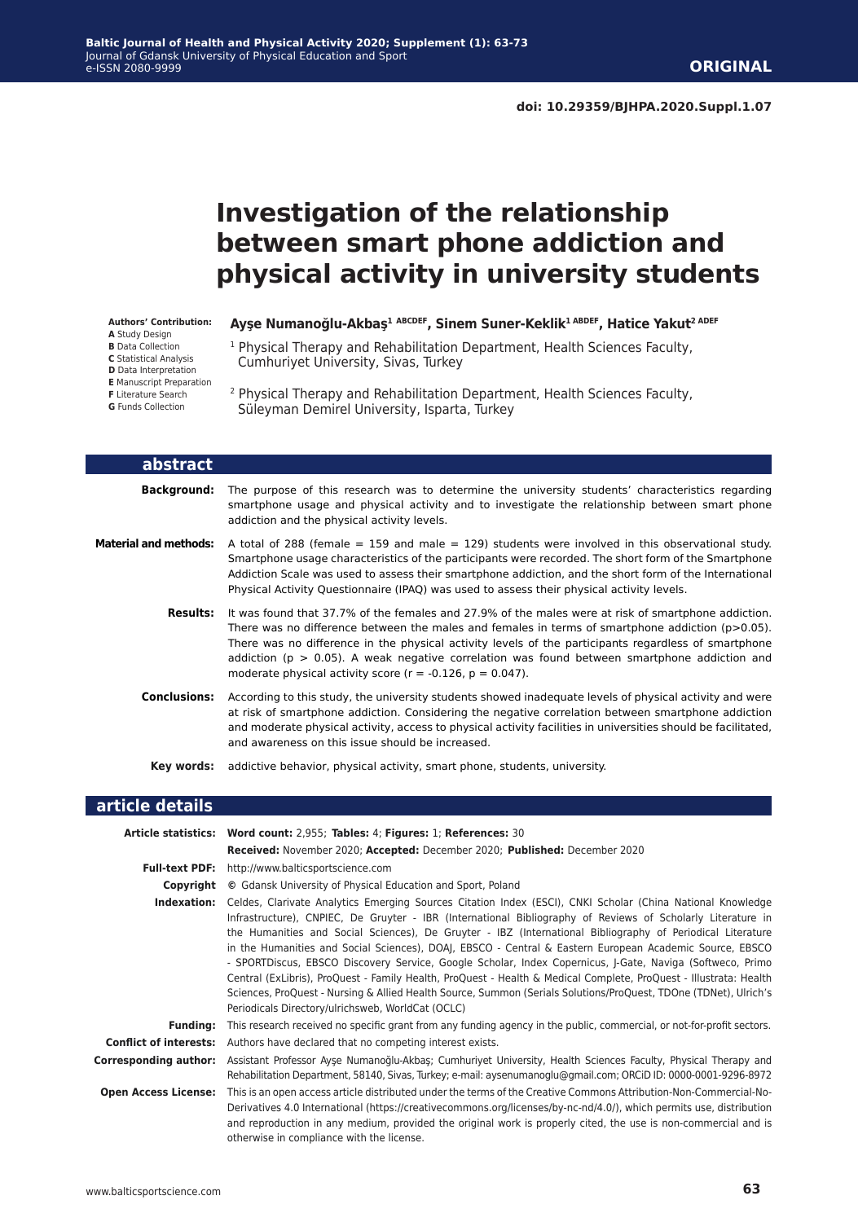doi: 10.29359/BJHPA.2020.Suppl.1.07

# Investigation of the relationship between smart phone addiction and physical activity in university students

**Authors' Contribution:**
**A** Study Design
**B** Data Collection
**C** Statistical Analysis
**D** Data Interpretation
**E** Manuscript Preparation
**F** Literature Search
**G** Funds Collection

**Ayşe Numanoğlu-Akbaş[1 ABCDEF], Sinem Suner-Keklik[1 ABDEF], Hatice Yakut[2 ADEF]**

[1] Physical Therapy and Rehabilitation Department, Health Sciences Faculty, Cumhuriyet University, Sivas, Turkey

[2] Physical Therapy and Rehabilitation Department, Health Sciences Faculty, Süleyman Demirel University, Isparta, Turkey

## abstract

**Background:** The purpose of this research was to determine the university students' characteristics regarding smartphone usage and physical activity and to investigate the relationship between smart phone addiction and the physical activity levels.

**Material and methods:** A total of 288 (female = 159 and male = 129) students were involved in this observational study. Smartphone usage characteristics of the participants were recorded. The short form of the Smartphone Addiction Scale was used to assess their smartphone addiction, and the short form of the International Physical Activity Questionnaire (IPAQ) was used to assess their physical activity levels.

**Results:** It was found that 37.7% of the females and 27.9% of the males were at risk of smartphone addiction. There was no difference between the males and females in terms of smartphone addiction ($p>0.05$). There was no difference in the physical activity levels of the participants regardless of smartphone addiction ($p > 0.05$). A weak negative correlation was found between smartphone addiction and moderate physical activity score ($r = -0.126$, $p = 0.047$).

**Conclusions:** According to this study, the university students showed inadequate levels of physical activity and were at risk of smartphone addiction. Considering the negative correlation between smartphone addiction and moderate physical activity, access to physical activity facilities in universities should be facilitated, and awareness on this issue should be increased.

**Key words:** addictive behavior, physical activity, smart phone, students, university.

## article details

**Article statistics:** **Word count:** 2,955; **Tables:** 4; **Figures:** 1; **References:** 30
**Received:** November 2020; **Accepted:** December 2020; **Published:** December 2020

**Full-text PDF:** http://www.balticsportscience.com

**Copyright** © Gdansk University of Physical Education and Sport, Poland

**Indexation:** Celdes, Clarivate Analytics Emerging Sources Citation Index (ESCI), CNKI Scholar (China National Knowledge Infrastructure), CNPIEC, De Gruyter - IBR (International Bibliography of Reviews of Scholarly Literature in the Humanities and Social Sciences), De Gruyter - IBZ (International Bibliography of Periodical Literature in the Humanities and Social Sciences), DOAJ, EBSCO - Central & Eastern European Academic Source, EBSCO - SPORTDiscus, EBSCO Discovery Service, Google Scholar, Index Copernicus, J-Gate, Naviga (Softweco, Primo Central (ExLibris), ProQuest - Family Health, ProQuest - Health & Medical Complete, ProQuest - Illustrata: Health Sciences, ProQuest - Nursing & Allied Health Source, Summon (Serials Solutions/ProQuest, TDOne (TDNet), Ulrich's Periodicals Directory/ulrichsweb, WorldCat (OCLC)

**Funding:** This research received no specific grant from any funding agency in the public, commercial, or not-for-profit sectors.

**Conflict of interests:** Authors have declared that no competing interest exists.

**Corresponding author:** Assistant Professor Ayşe Numanoğlu-Akbaş; Cumhuriyet University, Health Sciences Faculty, Physical Therapy and Rehabilitation Department, 58140, Sivas, Turkey; e-mail: aysenumanoglu@gmail.com; ORCiD ID: 0000-0001-9296-8972

**Open Access License:** This is an open access article distributed under the terms of the Creative Commons Attribution-Non-Commercial-No-Derivatives 4.0 International (https://creativecommons.org/licenses/by-nc-nd/4.0/), which permits use, distribution and reproduction in any medium, provided the original work is properly cited, the use is non-commercial and is otherwise in compliance with the license.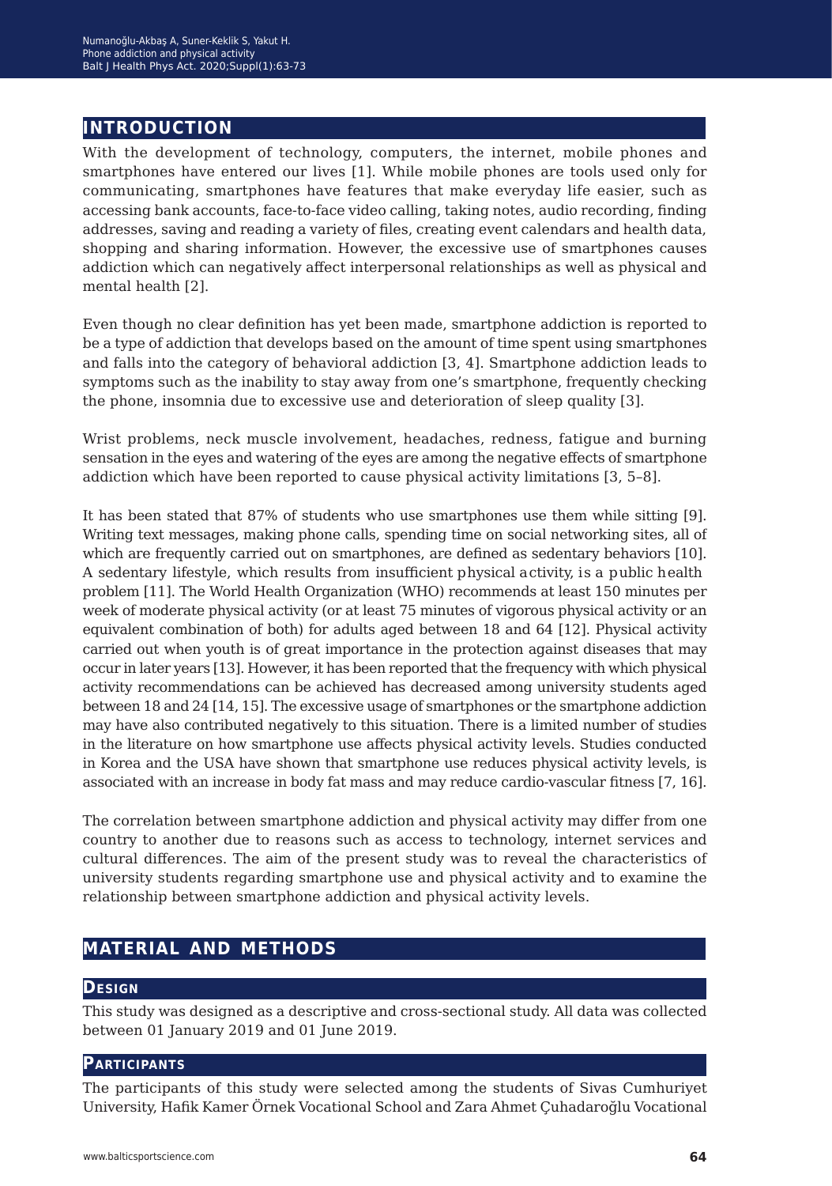## INTRODUCTION

With the development of technology, computers, the internet, mobile phones and smartphones have entered our lives [1]. While mobile phones are tools used only for communicating, smartphones have features that make everyday life easier, such as accessing bank accounts, face-to-face video calling, taking notes, audio recording, finding addresses, saving and reading a variety of files, creating event calendars and health data, shopping and sharing information. However, the excessive use of smartphones causes addiction which can negatively affect interpersonal relationships as well as physical and mental health [2].

Even though no clear definition has yet been made, smartphone addiction is reported to be a type of addiction that develops based on the amount of time spent using smartphones and falls into the category of behavioral addiction [3, 4]. Smartphone addiction leads to symptoms such as the inability to stay away from one's smartphone, frequently checking the phone, insomnia due to excessive use and deterioration of sleep quality [3].

Wrist problems, neck muscle involvement, headaches, redness, fatigue and burning sensation in the eyes and watering of the eyes are among the negative effects of smartphone addiction which have been reported to cause physical activity limitations [3, 5–8].

It has been stated that 87% of students who use smartphones use them while sitting [9]. Writing text messages, making phone calls, spending time on social networking sites, all of which are frequently carried out on smartphones, are defined as sedentary behaviors [10]. A sedentary lifestyle, which results from insufficient physical activity, is a public health problem [11]. The World Health Organization (WHO) recommends at least 150 minutes per week of moderate physical activity (or at least 75 minutes of vigorous physical activity or an equivalent combination of both) for adults aged between 18 and 64 [12]. Physical activity carried out when youth is of great importance in the protection against diseases that may occur in later years [13]. However, it has been reported that the frequency with which physical activity recommendations can be achieved has decreased among university students aged between 18 and 24 [14, 15]. The excessive usage of smartphones or the smartphone addiction may have also contributed negatively to this situation. There is a limited number of studies in the literature on how smartphone use affects physical activity levels. Studies conducted in Korea and the USA have shown that smartphone use reduces physical activity levels, is associated with an increase in body fat mass and may reduce cardio-vascular fitness [7, 16].

The correlation between smartphone addiction and physical activity may differ from one country to another due to reasons such as access to technology, internet services and cultural differences. The aim of the present study was to reveal the characteristics of university students regarding smartphone use and physical activity and to examine the relationship between smartphone addiction and physical activity levels.

## MATERIAL AND METHODS

### Design

This study was designed as a descriptive and cross-sectional study. All data was collected between 01 January 2019 and 01 June 2019.

### Participants

The participants of this study were selected among the students of Sivas Cumhuriyet University, Hafik Kamer Örnek Vocational School and Zara Ahmet Çuhadaroğlu Vocational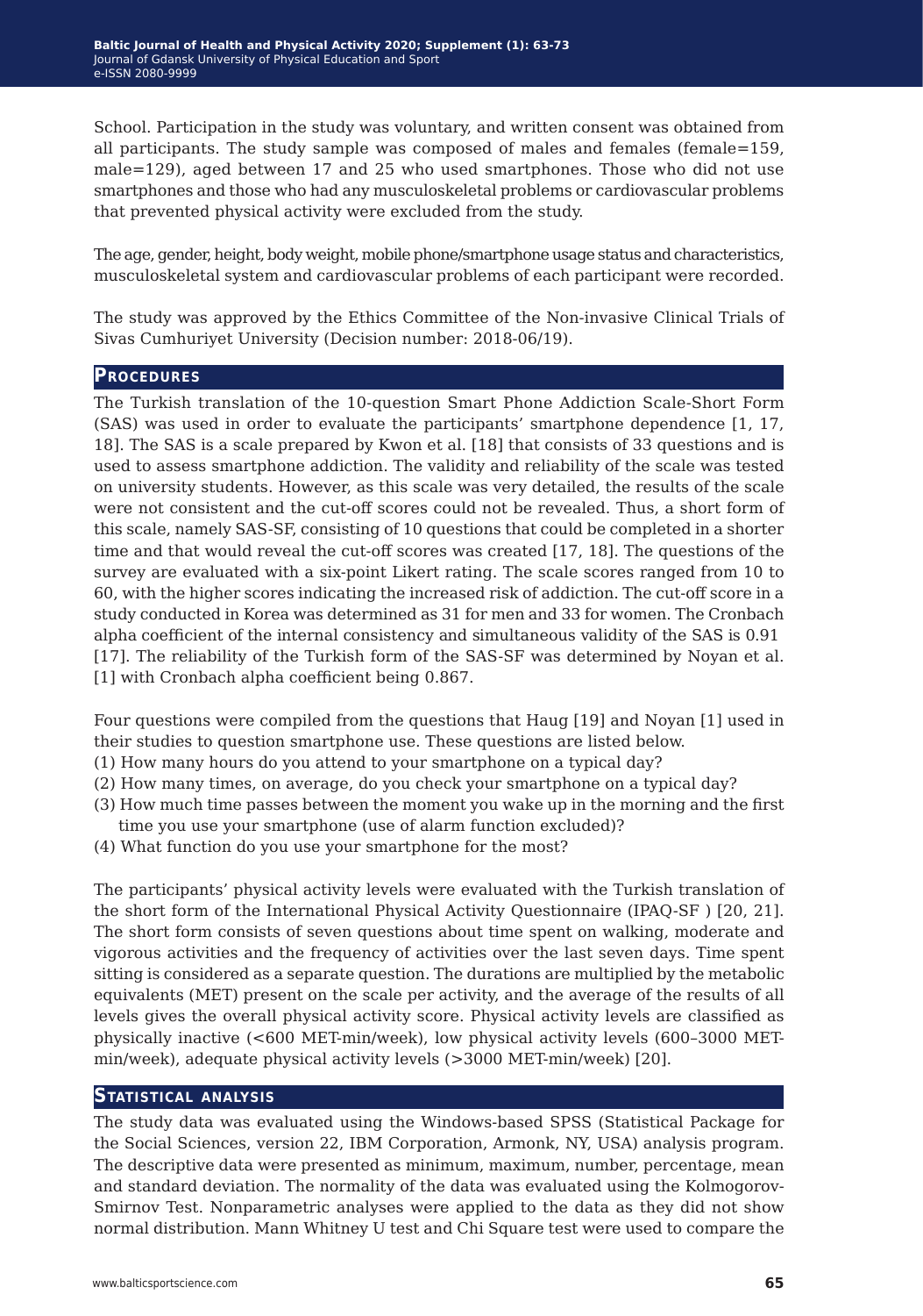School. Participation in the study was voluntary, and written consent was obtained from all participants. The study sample was composed of males and females (female=159, male=129), aged between 17 and 25 who used smartphones. Those who did not use smartphones and those who had any musculoskeletal problems or cardiovascular problems that prevented physical activity were excluded from the study.

The age, gender, height, body weight, mobile phone/smartphone usage status and characteristics, musculoskeletal system and cardiovascular problems of each participant were recorded.

The study was approved by the Ethics Committee of the Non-invasive Clinical Trials of Sivas Cumhuriyet University (Decision number: 2018-06/19).

## Procedures

The Turkish translation of the 10-question Smart Phone Addiction Scale-Short Form (SAS) was used in order to evaluate the participants' smartphone dependence [1, 17, 18]. The SAS is a scale prepared by Kwon et al. [18] that consists of 33 questions and is used to assess smartphone addiction. The validity and reliability of the scale was tested on university students. However, as this scale was very detailed, the results of the scale were not consistent and the cut-off scores could not be revealed. Thus, a short form of this scale, namely SAS-SF, consisting of 10 questions that could be completed in a shorter time and that would reveal the cut-off scores was created [17, 18]. The questions of the survey are evaluated with a six-point Likert rating. The scale scores ranged from 10 to 60, with the higher scores indicating the increased risk of addiction. The cut-off score in a study conducted in Korea was determined as 31 for men and 33 for women. The Cronbach alpha coefficient of the internal consistency and simultaneous validity of the SAS is 0.91 [17]. The reliability of the Turkish form of the SAS-SF was determined by Noyan et al. [1] with Cronbach alpha coefficient being 0.867.

Four questions were compiled from the questions that Haug [19] and Noyan [1] used in their studies to question smartphone use. These questions are listed below.

(1) How many hours do you attend to your smartphone on a typical day?
(2) How many times, on average, do you check your smartphone on a typical day?
(3) How much time passes between the moment you wake up in the morning and the first time you use your smartphone (use of alarm function excluded)?
(4) What function do you use your smartphone for the most?

The participants' physical activity levels were evaluated with the Turkish translation of the short form of the International Physical Activity Questionnaire (IPAQ-SF ) [20, 21]. The short form consists of seven questions about time spent on walking, moderate and vigorous activities and the frequency of activities over the last seven days. Time spent sitting is considered as a separate question. The durations are multiplied by the metabolic equivalents (MET) present on the scale per activity, and the average of the results of all levels gives the overall physical activity score. Physical activity levels are classified as physically inactive (<600 MET-min/week), low physical activity levels (600–3000 MET-min/week), adequate physical activity levels (>3000 MET-min/week) [20].

## Statistical analysis

The study data was evaluated using the Windows-based SPSS (Statistical Package for the Social Sciences, version 22, IBM Corporation, Armonk, NY, USA) analysis program. The descriptive data were presented as minimum, maximum, number, percentage, mean and standard deviation. The normality of the data was evaluated using the Kolmogorov-Smirnov Test. Nonparametric analyses were applied to the data as they did not show normal distribution. Mann Whitney U test and Chi Square test were used to compare the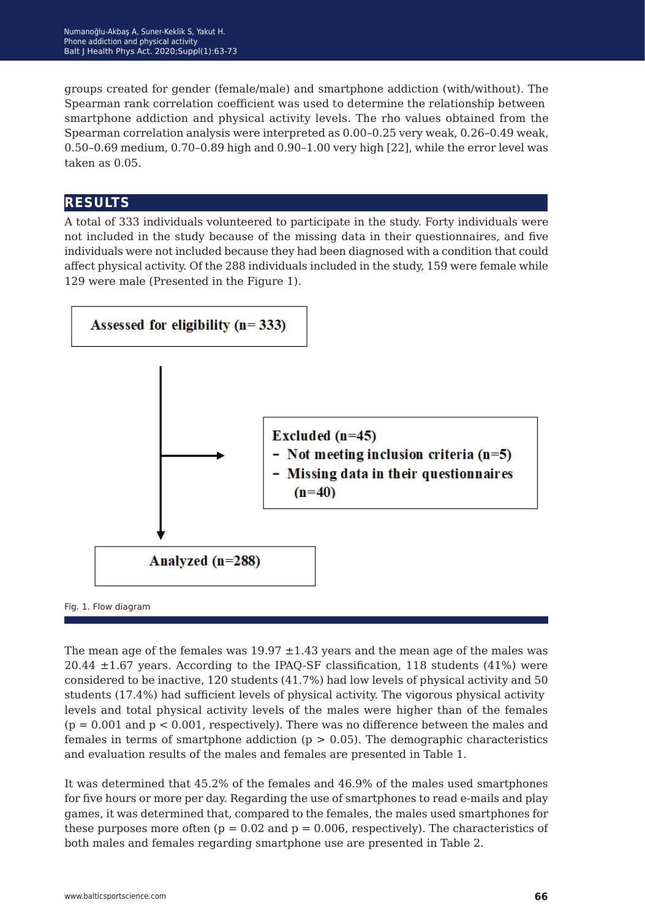groups created for gender (female/male) and smartphone addiction (with/without). The Spearman rank correlation coefficient was used to determine the relationship between smartphone addiction and physical activity levels. The rho values obtained from the Spearman correlation analysis were interpreted as 0.00–0.25 very weak, 0.26–0.49 weak, 0.50–0.69 medium, 0.70–0.89 high and 0.90–1.00 very high [22], while the error level was taken as 0.05.

## RESULTS

A total of 333 individuals volunteered to participate in the study. Forty individuals were not included in the study because of the missing data in their questionnaires, and five individuals were not included because they had been diagnosed with a condition that could affect physical activity. Of the 288 individuals included in the study, 159 were female while 129 were male (Presented in the Figure 1).

**Assessed for eligibility (n= 333)**

**Excluded (n=45)**
- **Not meeting inclusion criteria (n=5)**
- **Missing data in their questionnaires (n=40)**

**Analyzed (n=288)**

Fig. 1. Flow diagram

The mean age of the females was 19.97 ±1.43 years and the mean age of the males was 20.44 ±1.67 years. According to the IPAQ-SF classification, 118 students (41%) were considered to be inactive, 120 students (41.7%) had low levels of physical activity and 50 students (17.4%) had sufficient levels of physical activity. The vigorous physical activity levels and total physical activity levels of the males were higher than of the females ($p = 0.001$ and $p < 0.001$, respectively). There was no difference between the males and females in terms of smartphone addiction ($p > 0.05$). The demographic characteristics and evaluation results of the males and females are presented in Table 1.

It was determined that 45.2% of the females and 46.9% of the males used smartphones for five hours or more per day. Regarding the use of smartphones to read e-mails and play games, it was determined that, compared to the females, the males used smartphones for these purposes more often ($p = 0.02$ and $p = 0.006$, respectively). The characteristics of both males and females regarding smartphone use are presented in Table 2.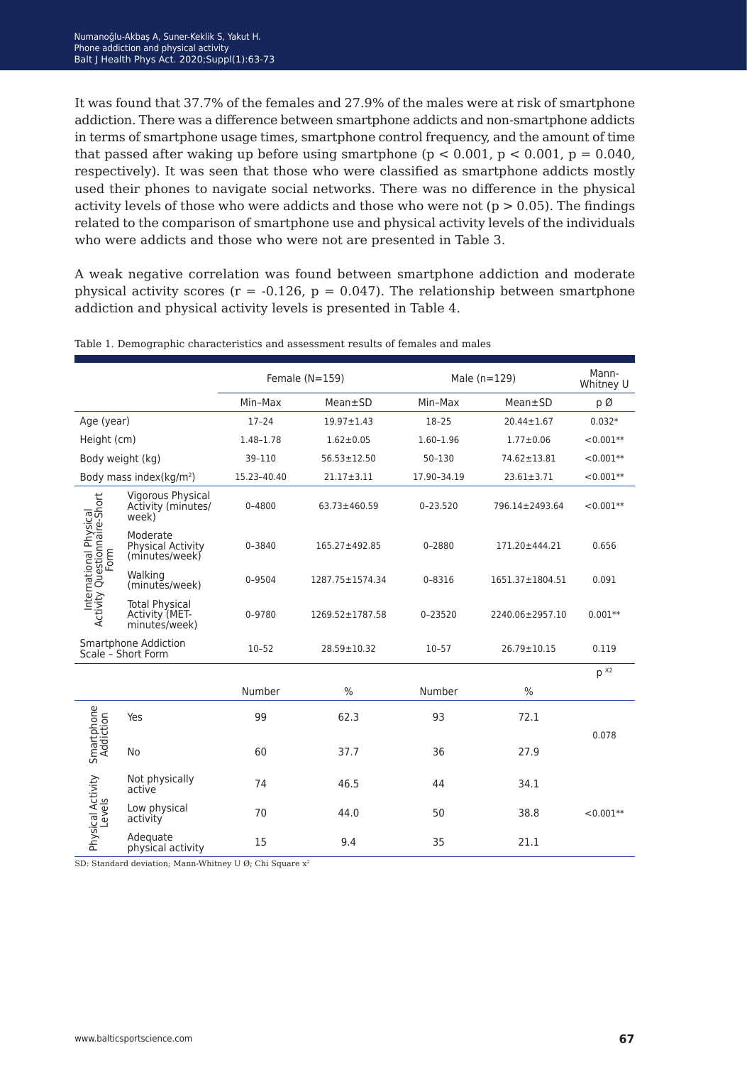It was found that 37.7% of the females and 27.9% of the males were at risk of smartphone addiction. There was a difference between smartphone addicts and non-smartphone addicts in terms of smartphone usage times, smartphone control frequency, and the amount of time that passed after waking up before using smartphone ($p < 0.001$, $p < 0.001$, $p = 0.040$, respectively). It was seen that those who were classified as smartphone addicts mostly used their phones to navigate social networks. There was no difference in the physical activity levels of those who were addicts and those who were not ($p > 0.05$). The findings related to the comparison of smartphone use and physical activity levels of the individuals who were addicts and those who were not are presented in Table 3.

A weak negative correlation was found between smartphone addiction and moderate physical activity scores ($r = -0.126$, $p = 0.047$). The relationship between smartphone addiction and physical activity levels is presented in Table 4.

Table 1. Demographic characteristics and assessment results of females and males

| | | Female (N=159) | | Male (n=129) | | Mann-Whitney U |
|---|---|---|---|---|---|---|
| | | Min–Max | Mean±SD | Min–Max | Mean±SD | p Ø |
| Age (year) | | 17–24 | 19.97±1.43 | 18–25 | 20.44±1.67 | 0.032* |
| Height (cm) | | 1.48–1.78 | 1.62±0.05 | 1.60–1.96 | 1.77±0.06 | <0.001** |
| Body weight (kg) | | 39–110 | 56.53±12.50 | 50–130 | 74.62±13.81 | <0.001** |
| Body mass index(kg/m$^2$) | | 15.23–40.40 | 21.17±3.11 | 17.90–34.19 | 23.61±3.71 | <0.001** |
| International Physical Activity Questionnaire-Short Form | Vigorous Physical Activity (minutes/week) | 0–4800 | 63.73±460.59 | 0–23.520 | 796.14±2493.64 | <0.001** |
| | Moderate Physical Activity (minutes/week) | 0–3840 | 165.27±492.85 | 0–2880 | 171.20±444.21 | 0.656 |
| | Walking (minutes/week) | 0–9504 | 1287.75±1574.34 | 0–8316 | 1651.37±1804.51 | 0.091 |
| | Total Physical Activity (MET-minutes/week) | 0–9780 | 1269.52±1787.58 | 0–23520 | 2240.06±2957.10 | 0.001** |
| Smartphone Addiction Scale – Short Form | | 10–52 | 28.59±10.32 | 10–57 | 26.79±10.15 | 0.119 |
| | | Number | % | Number | % | p $^{X2}$ |
| Smartphone Addiction | Yes | 99 | 62.3 | 93 | 72.1 | 0.078 |
| | No | 60 | 37.7 | 36 | 27.9 | |
| Physical Activity Levels | Not physically active | 74 | 46.5 | 44 | 34.1 | <0.001** |
| | Low physical activity | 70 | 44.0 | 50 | 38.8 | |
| | Adequate physical activity | 15 | 9.4 | 35 | 21.1 | |

SD: Standard deviation; Mann-Whitney U Ø; Chi Square $x^2$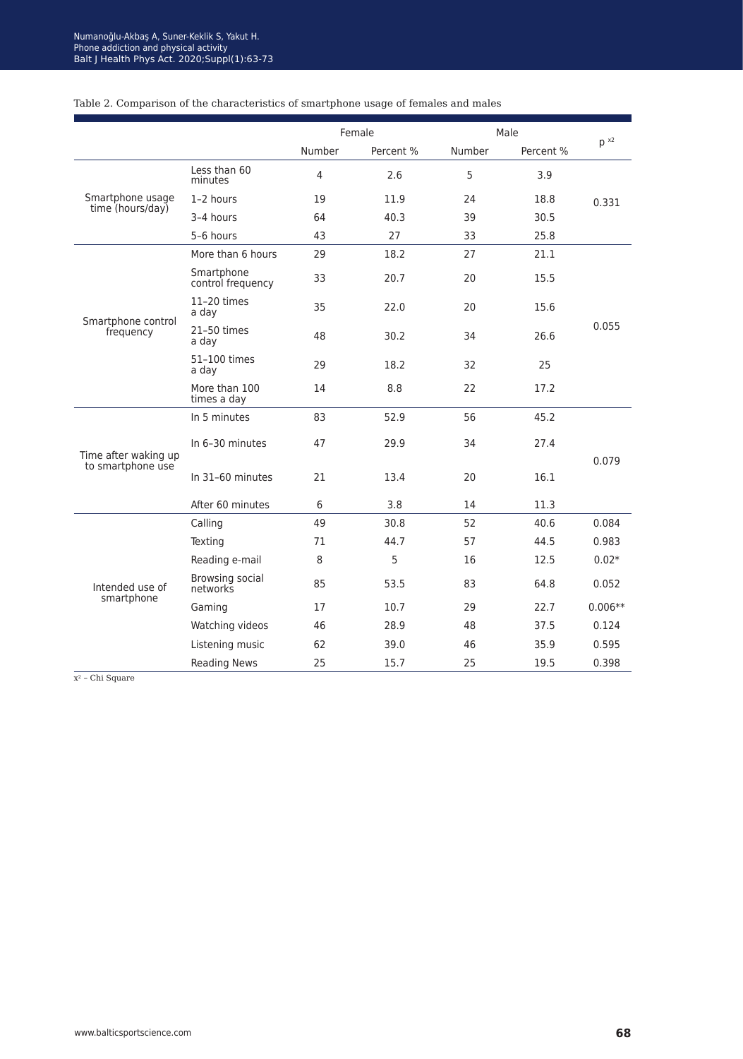Table 2. Comparison of the characteristics of smartphone usage of females and males

| | | Female | | Male | | $p^{x2}$ |
|---|---|---|---|---|---|---|
| | | Number | Percent % | Number | Percent % | |
| Smartphone usage time (hours/day) | Less than 60 minutes | 4 | 2.6 | 5 | 3.9 | 0.331 |
| | 1–2 hours | 19 | 11.9 | 24 | 18.8 | |
| | 3–4 hours | 64 | 40.3 | 39 | 30.5 | |
| | 5–6 hours | 43 | 27 | 33 | 25.8 | |
| Smartphone control frequency | More than 6 hours | 29 | 18.2 | 27 | 21.1 | 0.055 |
| | Smartphone control frequency | 33 | 20.7 | 20 | 15.5 | |
| | 11–20 times a day | 35 | 22.0 | 20 | 15.6 | |
| | 21–50 times a day | 48 | 30.2 | 34 | 26.6 | |
| | 51–100 times a day | 29 | 18.2 | 32 | 25 | |
| | More than 100 times a day | 14 | 8.8 | 22 | 17.2 | |
| Time after waking up to smartphone use | In 5 minutes | 83 | 52.9 | 56 | 45.2 | 0.079 |
| | In 6–30 minutes | 47 | 29.9 | 34 | 27.4 | |
| | In 31–60 minutes | 21 | 13.4 | 20 | 16.1 | |
| | After 60 minutes | 6 | 3.8 | 14 | 11.3 | |
| Intended use of smartphone | Calling | 49 | 30.8 | 52 | 40.6 | 0.084 |
| | Texting | 71 | 44.7 | 57 | 44.5 | 0.983 |
| | Reading e-mail | 8 | 5 | 16 | 12.5 | 0.02* |
| | Browsing social networks | 85 | 53.5 | 83 | 64.8 | 0.052 |
| | Gaming | 17 | 10.7 | 29 | 22.7 | 0.006** |
| | Watching videos | 46 | 28.9 | 48 | 37.5 | 0.124 |
| | Listening music | 62 | 39.0 | 46 | 35.9 | 0.595 |
| | Reading News | 25 | 15.7 | 25 | 19.5 | 0.398 |

$x^2$ – Chi Square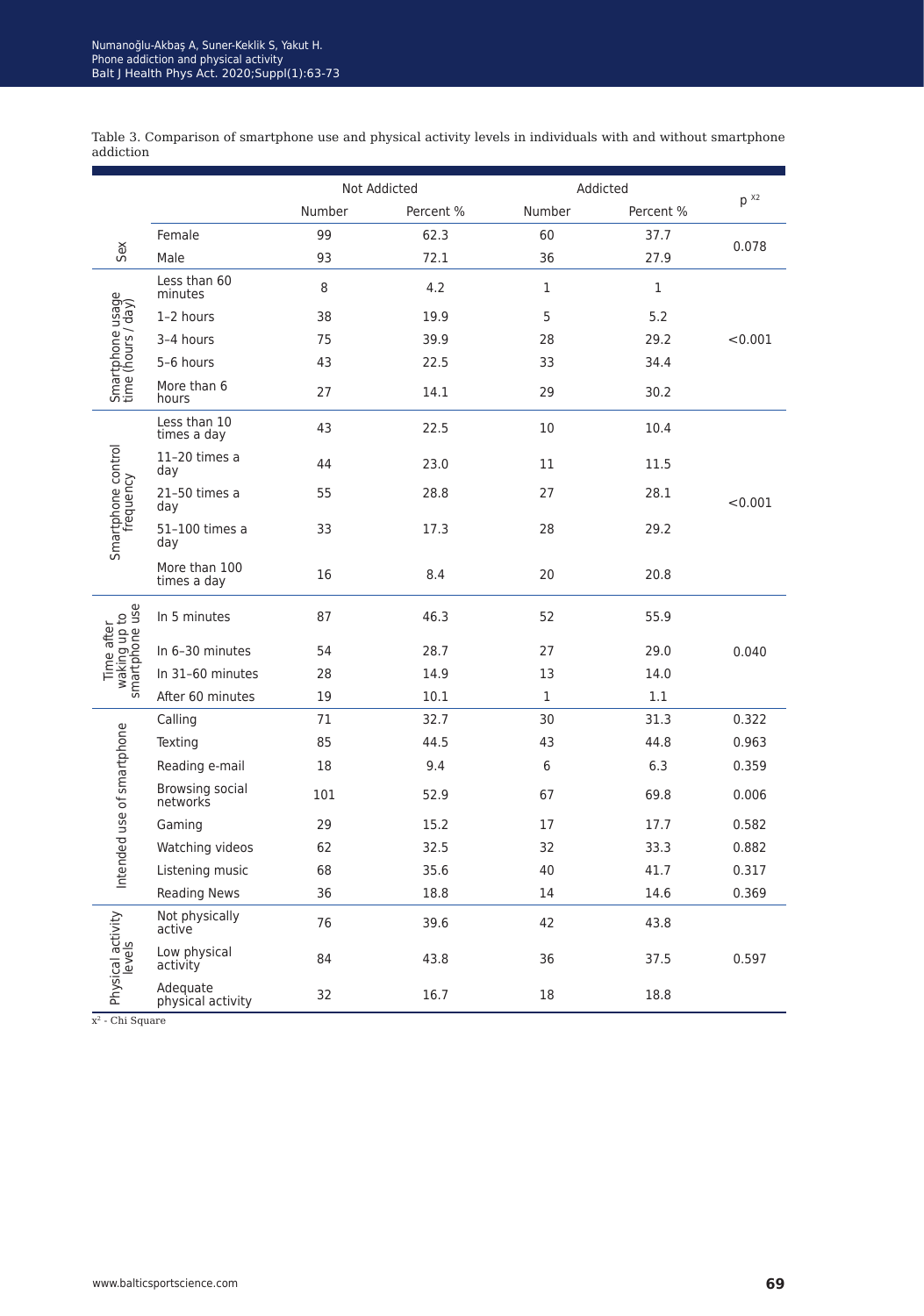Table 3. Comparison of smartphone use and physical activity levels in individuals with and without smartphone addiction

| | | Not Addicted | | Addicted | | $p^{x2}$ |
|---|---|---|---|---|---|---|
| | | Number | Percent % | Number | Percent % | |
| Sex | Female | 99 | 62.3 | 60 | 37.7 | 0.078 |
| | Male | 93 | 72.1 | 36 | 27.9 | |
| Smartphone usage time (hours / day) | Less than 60 minutes | 8 | 4.2 | 1 | 1 | <0.001 |
| | 1–2 hours | 38 | 19.9 | 5 | 5.2 | |
| | 3–4 hours | 75 | 39.9 | 28 | 29.2 | |
| | 5–6 hours | 43 | 22.5 | 33 | 34.4 | |
| | More than 6 hours | 27 | 14.1 | 29 | 30.2 | |
| Smartphone control frequency | Less than 10 times a day | 43 | 22.5 | 10 | 10.4 | <0.001 |
| | 11–20 times a day | 44 | 23.0 | 11 | 11.5 | |
| | 21–50 times a day | 55 | 28.8 | 27 | 28.1 | |
| | 51–100 times a day | 33 | 17.3 | 28 | 29.2 | |
| | More than 100 times a day | 16 | 8.4 | 20 | 20.8 | |
| Time after waking up to smartphone use | In 5 minutes | 87 | 46.3 | 52 | 55.9 | 0.040 |
| | In 6–30 minutes | 54 | 28.7 | 27 | 29.0 | |
| | In 31–60 minutes | 28 | 14.9 | 13 | 14.0 | |
| | After 60 minutes | 19 | 10.1 | 1 | 1.1 | |
| Intended use of smartphone | Calling | 71 | 32.7 | 30 | 31.3 | 0.322 |
| | Texting | 85 | 44.5 | 43 | 44.8 | 0.963 |
| | Reading e-mail | 18 | 9.4 | 6 | 6.3 | 0.359 |
| | Browsing social networks | 101 | 52.9 | 67 | 69.8 | 0.006 |
| | Gaming | 29 | 15.2 | 17 | 17.7 | 0.582 |
| | Watching videos | 62 | 32.5 | 32 | 33.3 | 0.882 |
| | Listening music | 68 | 35.6 | 40 | 41.7 | 0.317 |
| | Reading News | 36 | 18.8 | 14 | 14.6 | 0.369 |
| Physical activity levels | Not physically active | 76 | 39.6 | 42 | 43.8 | 0.597 |
| | Low physical activity | 84 | 43.8 | 36 | 37.5 | |
| | Adequate physical activity | 32 | 16.7 | 18 | 18.8 | |

$x^2$ - Chi Square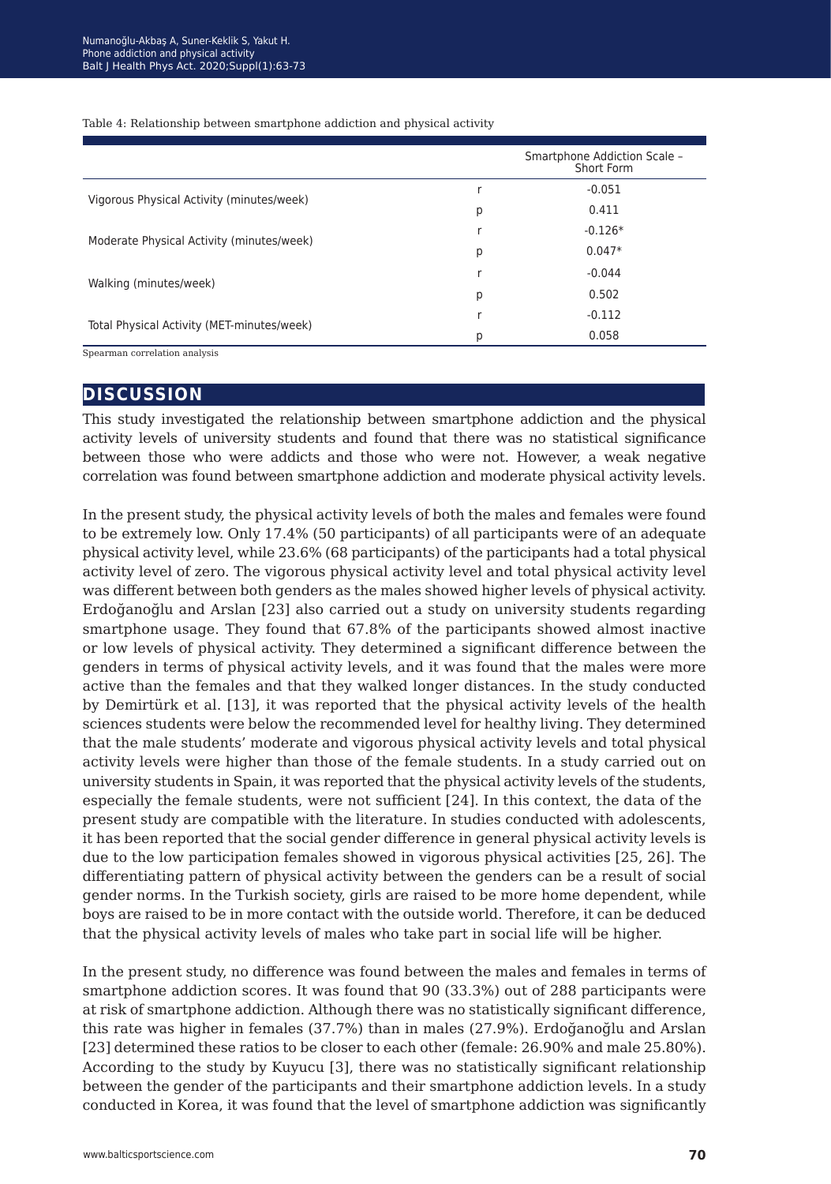Table 4: Relationship between smartphone addiction and physical activity

| | | Smartphone Addiction Scale – Short Form |
|---|---|---|
| Vigorous Physical Activity (minutes/week) | r | -0.051 |
| | p | 0.411 |
| Moderate Physical Activity (minutes/week) | r | -0.126* |
| | p | 0.047* |
| Walking (minutes/week) | r | -0.044 |
| | p | 0.502 |
| Total Physical Activity (MET-minutes/week) | r | -0.112 |
| | p | 0.058 |

Spearman correlation analysis

## DISCUSSION

This study investigated the relationship between smartphone addiction and the physical activity levels of university students and found that there was no statistical significance between those who were addicts and those who were not. However, a weak negative correlation was found between smartphone addiction and moderate physical activity levels.

In the present study, the physical activity levels of both the males and females were found to be extremely low. Only 17.4% (50 participants) of all participants were of an adequate physical activity level, while 23.6% (68 participants) of the participants had a total physical activity level of zero. The vigorous physical activity level and total physical activity level was different between both genders as the males showed higher levels of physical activity. Erdoğanoğlu and Arslan [23] also carried out a study on university students regarding smartphone usage. They found that 67.8% of the participants showed almost inactive or low levels of physical activity. They determined a significant difference between the genders in terms of physical activity levels, and it was found that the males were more active than the females and that they walked longer distances. In the study conducted by Demirtürk et al. [13], it was reported that the physical activity levels of the health sciences students were below the recommended level for healthy living. They determined that the male students' moderate and vigorous physical activity levels and total physical activity levels were higher than those of the female students. In a study carried out on university students in Spain, it was reported that the physical activity levels of the students, especially the female students, were not sufficient [24]. In this context, the data of the present study are compatible with the literature. In studies conducted with adolescents, it has been reported that the social gender difference in general physical activity levels is due to the low participation females showed in vigorous physical activities [25, 26]. The differentiating pattern of physical activity between the genders can be a result of social gender norms. In the Turkish society, girls are raised to be more home dependent, while boys are raised to be in more contact with the outside world. Therefore, it can be deduced that the physical activity levels of males who take part in social life will be higher.

In the present study, no difference was found between the males and females in terms of smartphone addiction scores. It was found that 90 (33.3%) out of 288 participants were at risk of smartphone addiction. Although there was no statistically significant difference, this rate was higher in females (37.7%) than in males (27.9%). Erdoğanoğlu and Arslan [23] determined these ratios to be closer to each other (female: 26.90% and male 25.80%). According to the study by Kuyucu [3], there was no statistically significant relationship between the gender of the participants and their smartphone addiction levels. In a study conducted in Korea, it was found that the level of smartphone addiction was significantly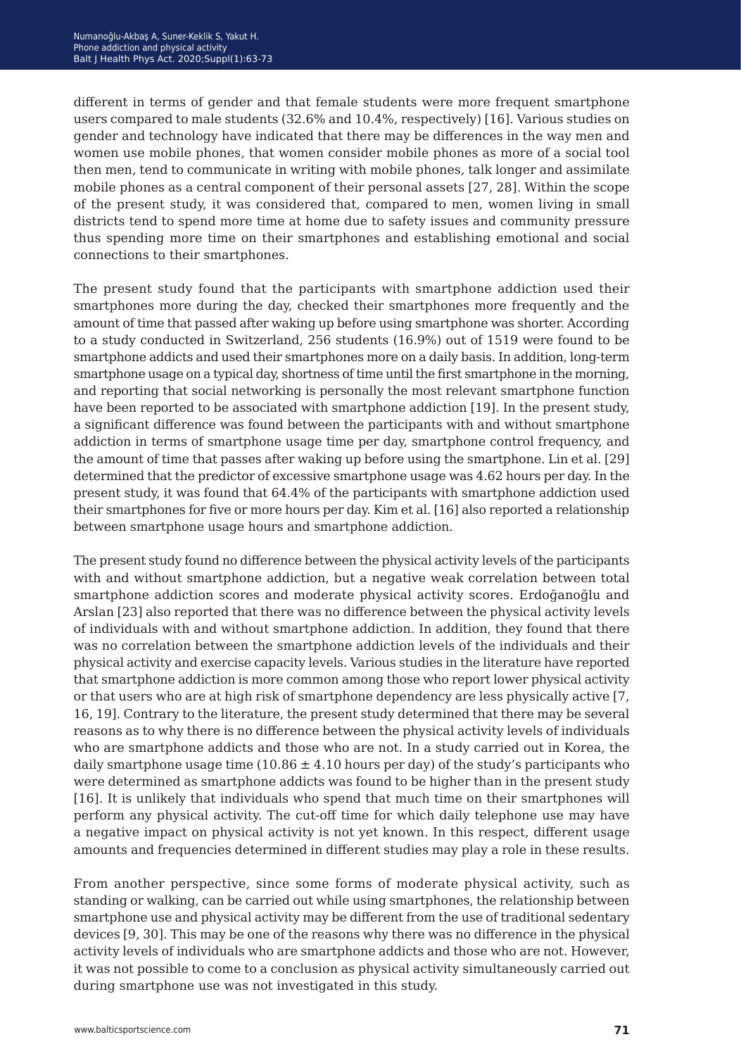different in terms of gender and that female students were more frequent smartphone users compared to male students (32.6% and 10.4%, respectively) [16]. Various studies on gender and technology have indicated that there may be differences in the way men and women use mobile phones, that women consider mobile phones as more of a social tool then men, tend to communicate in writing with mobile phones, talk longer and assimilate mobile phones as a central component of their personal assets [27, 28]. Within the scope of the present study, it was considered that, compared to men, women living in small districts tend to spend more time at home due to safety issues and community pressure thus spending more time on their smartphones and establishing emotional and social connections to their smartphones.

The present study found that the participants with smartphone addiction used their smartphones more during the day, checked their smartphones more frequently and the amount of time that passed after waking up before using smartphone was shorter. According to a study conducted in Switzerland, 256 students (16.9%) out of 1519 were found to be smartphone addicts and used their smartphones more on a daily basis. In addition, long-term smartphone usage on a typical day, shortness of time until the first smartphone in the morning, and reporting that social networking is personally the most relevant smartphone function have been reported to be associated with smartphone addiction [19]. In the present study, a significant difference was found between the participants with and without smartphone addiction in terms of smartphone usage time per day, smartphone control frequency, and the amount of time that passes after waking up before using the smartphone. Lin et al. [29] determined that the predictor of excessive smartphone usage was 4.62 hours per day. In the present study, it was found that 64.4% of the participants with smartphone addiction used their smartphones for five or more hours per day. Kim et al. [16] also reported a relationship between smartphone usage hours and smartphone addiction.

The present study found no difference between the physical activity levels of the participants with and without smartphone addiction, but a negative weak correlation between total smartphone addiction scores and moderate physical activity scores. Erdoğanoğlu and Arslan [23] also reported that there was no difference between the physical activity levels of individuals with and without smartphone addiction. In addition, they found that there was no correlation between the smartphone addiction levels of the individuals and their physical activity and exercise capacity levels. Various studies in the literature have reported that smartphone addiction is more common among those who report lower physical activity or that users who are at high risk of smartphone dependency are less physically active [7, 16, 19]. Contrary to the literature, the present study determined that there may be several reasons as to why there is no difference between the physical activity levels of individuals who are smartphone addicts and those who are not. In a study carried out in Korea, the daily smartphone usage time ($10.86 \pm 4.10$ hours per day) of the study's participants who were determined as smartphone addicts was found to be higher than in the present study [16]. It is unlikely that individuals who spend that much time on their smartphones will perform any physical activity. The cut-off time for which daily telephone use may have a negative impact on physical activity is not yet known. In this respect, different usage amounts and frequencies determined in different studies may play a role in these results.

From another perspective, since some forms of moderate physical activity, such as standing or walking, can be carried out while using smartphones, the relationship between smartphone use and physical activity may be different from the use of traditional sedentary devices [9, 30]. This may be one of the reasons why there was no difference in the physical activity levels of individuals who are smartphone addicts and those who are not. However, it was not possible to come to a conclusion as physical activity simultaneously carried out during smartphone use was not investigated in this study.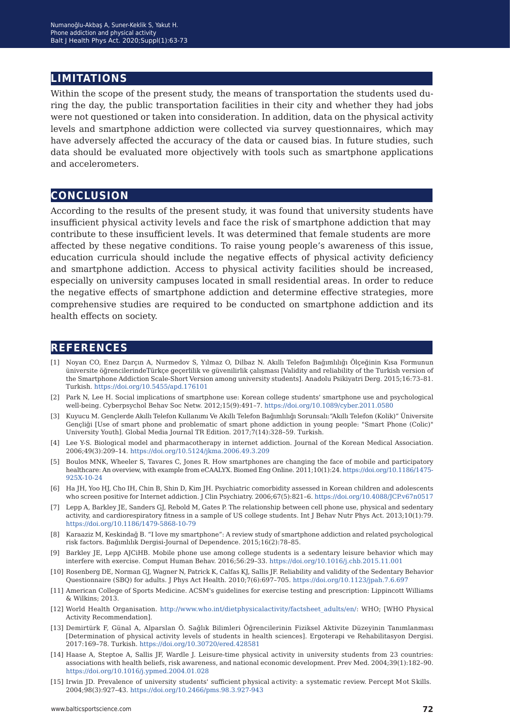## LIMITATIONS

Within the scope of the present study, the means of transportation the students used during the day, the public transportation facilities in their city and whether they had jobs were not questioned or taken into consideration. In addition, data on the physical activity levels and smartphone addiction were collected via survey questionnaires, which may have adversely affected the accuracy of the data or caused bias. In future studies, such data should be evaluated more objectively with tools such as smartphone applications and accelerometers.

## CONCLUSION

According to the results of the present study, it was found that university students have insufficient physical activity levels and face the risk of smartphone addiction that may contribute to these insufficient levels. It was determined that female students are more affected by these negative conditions. To raise young people's awareness of this issue, education curricula should include the negative effects of physical activity deficiency and smartphone addiction. Access to physical activity facilities should be increased, especially on university campuses located in small residential areas. In order to reduce the negative effects of smartphone addiction and determine effective strategies, more comprehensive studies are required to be conducted on smartphone addiction and its health effects on society.

## REFERENCES

[1] Noyan CO, Enez Darçın A, Nurmedov S, Yılmaz O, Dilbaz N. Akıllı Telefon Bağımlılığı Ölçeğinin Kısa Formunun üniversite öğrencilerindeTürkçe geçerlilik ve güvenilirlik çalışması [Validity and reliability of the Turkish version of the Smartphone Addiction Scale-Short Version among university students]. Anadolu Psikiyatri Derg. 2015;16:73–81. Turkish. https://doi.org/10.5455/apd.176101

[2] Park N, Lee H. Social implications of smartphone use: Korean college students' smartphone use and psychological well-being. Cyberpsychol Behav Soc Netw. 2012;15(9):491–7. https://doi.org/10.1089/cyber.2011.0580

[3] Kuyucu M. Gençlerde Akıllı Telefon Kullanımı Ve Akıllı Telefon Bağımlılığı Sorunsalı:"Akıllı Telefon (Kolik)" Üniversite Gençliği [Use of smart phone and problematic of smart phone addiction in young people: "Smart Phone (Colic)" University Youth]. Global Media Journal TR Edition. 2017;7(14):328–59. Turkish.

[4] Lee Y-S. Biological model and pharmacotherapy in internet addiction. Journal of the Korean Medical Association. 2006;49(3):209–14. https://doi.org/10.5124/jkma.2006.49.3.209

[5] Boulos MNK, Wheeler S, Tavares C, Jones R. How smartphones are changing the face of mobile and participatory healthcare: An overview, with example from eCAALYX. Biomed Eng Online. 2011;10(1):24. https://doi.org/10.1186/1475-925X-10-24

[6] Ha JH, Yoo HJ, Cho IH, Chin B, Shin D, Kim JH. Psychiatric comorbidity assessed in Korean children and adolescents who screen positive for Internet addiction. J Clin Psychiatry. 2006;67(5):821–6. https://doi.org/10.4088/JCP.v67n0517

[7] Lepp A, Barkley JE, Sanders GJ, Rebold M, Gates P. The relationship between cell phone use, physical and sedentary activity, and cardiorespiratory fitness in a sample of US college students. Int J Behav Nutr Phys Act. 2013;10(1):79. https://doi.org/10.1186/1479-5868-10-79

[8] Karaaziz M, Keskindağ B. "I love my smartphone": A review study of smartphone addiction and related psychological risk factors. Bağımlılık Dergisi-Journal of Dependence. 2015;16(2):78–85.

[9] Barkley JE, Lepp AJCiHB. Mobile phone use among college students is a sedentary leisure behavior which may interfere with exercise. Comput Human Behav. 2016;56:29–33. https://doi.org/10.1016/j.chb.2015.11.001

[10] Rosenberg DE, Norman GJ, Wagner N, Patrick K, Calfas KJ, Sallis JF. Reliability and validity of the Sedentary Behavior Questionnaire (SBQ) for adults. J Phys Act Health. 2010;7(6):697–705. https://doi.org/10.1123/jpah.7.6.697

[11] American College of Sports Medicine. ACSM's guidelines for exercise testing and prescription: Lippincott Williams & Wilkins; 2013.

[12] World Health Organisation. http://www.who.int/dietphysicalactivity/factsheet_adults/en/: WHO; [WHO Physical Activity Recommendation].

[13] Demirtürk F, Günal A, Alparslan Ö. Sağlık Bilimleri Öğrencilerinin Fiziksel Aktivite Düzeyinin Tanımlanması [Determination of physical activity levels of students in health sciences]. Ergoterapi ve Rehabilitasyon Dergisi. 2017:169–78. Turkish. https://doi.org/10.30720/ered.428581

[14] Haase A, Steptoe A, Sallis JF, Wardle J. Leisure-time physical activity in university students from 23 countries: associations with health beliefs, risk awareness, and national economic development. Prev Med. 2004;39(1):182–90. https://doi.org/10.1016/j.ypmed.2004.01.028

[15] Irwin JD. Prevalence of university students' sufficient physical activity: a systematic review. Percept Mot Skills. 2004;98(3):927–43. https://doi.org/10.2466/pms.98.3.927-943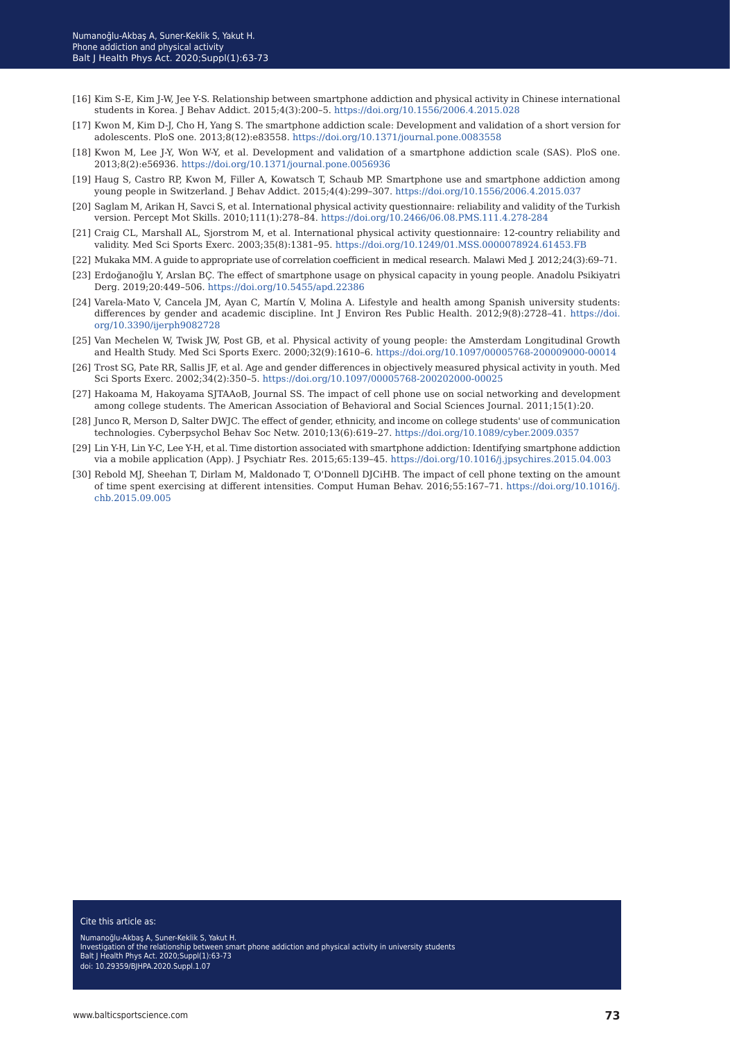[16] Kim S-E, Kim J-W, Jee Y-S. Relationship between smartphone addiction and physical activity in Chinese international students in Korea. J Behav Addict. 2015;4(3):200–5. https://doi.org/10.1556/2006.4.2015.028

[17] Kwon M, Kim D-J, Cho H, Yang S. The smartphone addiction scale: Development and validation of a short version for adolescents. PloS one. 2013;8(12):e83558. https://doi.org/10.1371/journal.pone.0083558

[18] Kwon M, Lee J-Y, Won W-Y, et al. Development and validation of a smartphone addiction scale (SAS). PloS one. 2013;8(2):e56936. https://doi.org/10.1371/journal.pone.0056936

[19] Haug S, Castro RP, Kwon M, Filler A, Kowatsch T, Schaub MP. Smartphone use and smartphone addiction among young people in Switzerland. J Behav Addict. 2015;4(4):299–307. https://doi.org/10.1556/2006.4.2015.037

[20] Saglam M, Arikan H, Savci S, et al. International physical activity questionnaire: reliability and validity of the Turkish version. Percept Mot Skills. 2010;111(1):278–84. https://doi.org/10.2466/06.08.PMS.111.4.278-284

[21] Craig CL, Marshall AL, Sjorstrom M, et al. International physical activity questionnaire: 12-country reliability and validity. Med Sci Sports Exerc. 2003;35(8):1381–95. https://doi.org/10.1249/01.MSS.0000078924.61453.FB

[22] Mukaka MM. A guide to appropriate use of correlation coefficient in medical research. Malawi Med J. 2012;24(3):69–71.

[23] Erdoğanoğlu Y, Arslan BÇ. The effect of smartphone usage on physical capacity in young people. Anadolu Psikiyatri Derg. 2019;20:449–506. https://doi.org/10.5455/apd.22386

[24] Varela-Mato V, Cancela JM, Ayan C, Martín V, Molina A. Lifestyle and health among Spanish university students: differences by gender and academic discipline. Int J Environ Res Public Health. 2012;9(8):2728–41. https://doi.org/10.3390/ijerph9082728

[25] Van Mechelen W, Twisk JW, Post GB, et al. Physical activity of young people: the Amsterdam Longitudinal Growth and Health Study. Med Sci Sports Exerc. 2000;32(9):1610–6. https://doi.org/10.1097/00005768-200009000-00014

[26] Trost SG, Pate RR, Sallis JF, et al. Age and gender differences in objectively measured physical activity in youth. Med Sci Sports Exerc. 2002;34(2):350–5. https://doi.org/10.1097/00005768-200202000-00025

[27] Hakoama M, Hakoyama SJTAAoB, Journal SS. The impact of cell phone use on social networking and development among college students. The American Association of Behavioral and Social Sciences Journal. 2011;15(1):20.

[28] Junco R, Merson D, Salter DWJC. The effect of gender, ethnicity, and income on college students' use of communication technologies. Cyberpsychol Behav Soc Netw. 2010;13(6):619–27. https://doi.org/10.1089/cyber.2009.0357

[29] Lin Y-H, Lin Y-C, Lee Y-H, et al. Time distortion associated with smartphone addiction: Identifying smartphone addiction via a mobile application (App). J Psychiatr Res. 2015;65:139–45. https://doi.org/10.1016/j.jpsychires.2015.04.003

[30] Rebold MJ, Sheehan T, Dirlam M, Maldonado T, O'Donnell DJCiHB. The impact of cell phone texting on the amount of time spent exercising at different intensities. Comput Human Behav. 2016;55:167–71. https://doi.org/10.1016/j.chb.2015.09.005

Cite this article as:

Numanoğlu-Akbaş A, Suner-Keklik S, Yakut H.
Investigation of the relationship between smart phone addiction and physical activity in university students
Balt J Health Phys Act. 2020;Suppl(1):63-73
doi: 10.29359/BJHPA.2020.Suppl.1.07